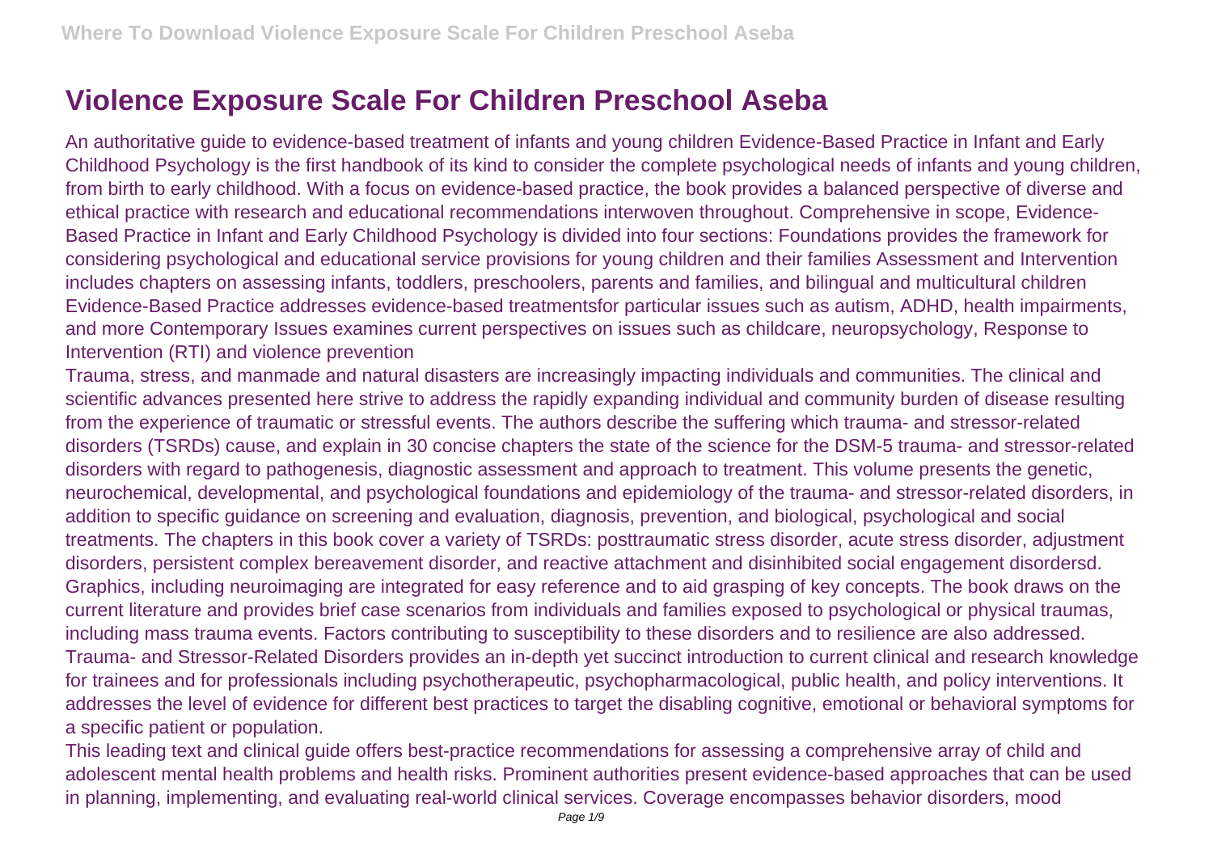# Violence Exposure Scale For Children Preschool Aseba

An authoritative guide to evidence-based treatment of infants and young children Evidence-Based Practice in Infant and Early Childhood Psychology is the first handbook of its kind to consider the complete psychological needs of infants and young children, from birth to early childhood. With a focus on evidence-based practice, the book provides a balanced perspective of diverse and ethical practice with research and educational recommendations interwoven throughout. Comprehensive in scope, Evidence-Based Practice in Infant and Early Childhood Psychology is divided into four sections: Foundations provides the framework for considering psychological and educational service provisions for young children and their families Assessment and Intervention includes chapters on assessing infants, toddlers, preschoolers, parents and families, and bilingual and multicultural children Evidence-Based Practice addresses evidence-based treatmentsfor particular issues such as autism, ADHD, health impairments, and more Contemporary Issues examines current perspectives on issues such as childcare, neuropsychology, Response to Intervention (RTI) and violence prevention

Trauma, stress, and manmade and natural disasters are increasingly impacting individuals and communities. The clinical and scientific advances presented here strive to address the rapidly expanding individual and community burden of disease resulting from the experience of traumatic or stressful events. The authors describe the suffering which trauma- and stressor-related disorders (TSRDs) cause, and explain in 30 concise chapters the state of the science for the DSM-5 trauma- and stressor-related disorders with regard to pathogenesis, diagnostic assessment and approach to treatment. This volume presents the genetic, neurochemical, developmental, and psychological foundations and epidemiology of the trauma- and stressor-related disorders, in addition to specific guidance on screening and evaluation, diagnosis, prevention, and biological, psychological and social treatments. The chapters in this book cover a variety of TSRDs: posttraumatic stress disorder, acute stress disorder, adjustment disorders, persistent complex bereavement disorder, and reactive attachment and disinhibited social engagement disordersd. Graphics, including neuroimaging are integrated for easy reference and to aid grasping of key concepts. The book draws on the current literature and provides brief case scenarios from individuals and families exposed to psychological or physical traumas, including mass trauma events. Factors contributing to susceptibility to these disorders and to resilience are also addressed. Trauma- and Stressor-Related Disorders provides an in-depth yet succinct introduction to current clinical and research knowledge for trainees and for professionals including psychotherapeutic, psychopharmacological, public health, and policy interventions. It addresses the level of evidence for different best practices to target the disabling cognitive, emotional or behavioral symptoms for a specific patient or population.

This leading text and clinical guide offers best-practice recommendations for assessing a comprehensive array of child and adolescent mental health problems and health risks. Prominent authorities present evidence-based approaches that can be used in planning, implementing, and evaluating real-world clinical services. Coverage encompasses behavior disorders, mood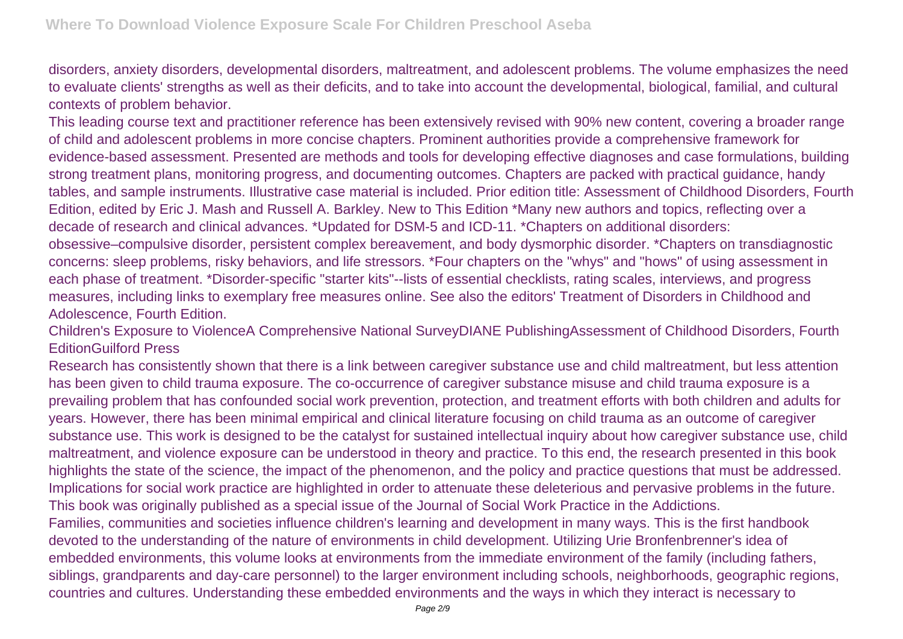disorders, anxiety disorders, developmental disorders, maltreatment, and adolescent problems. The volume emphasizes the need to evaluate clients' strengths as well as their deficits, and to take into account the developmental, biological, familial, and cultural contexts of problem behavior.

This leading course text and practitioner reference has been extensively revised with 90% new content, covering a broader range of child and adolescent problems in more concise chapters. Prominent authorities provide a comprehensive framework for evidence-based assessment. Presented are methods and tools for developing effective diagnoses and case formulations, building strong treatment plans, monitoring progress, and documenting outcomes. Chapters are packed with practical guidance, handy tables, and sample instruments. Illustrative case material is included. Prior edition title: Assessment of Childhood Disorders, Fourth Edition, edited by Eric J. Mash and Russell A. Barkley. New to This Edition *Many new authors and topics, reflecting over a decade of research and clinical advances. *Updated for DSM-5 and ICD-11. *Chapters on additional disorders: obsessive–compulsive disorder, persistent complex bereavement, and body dysmorphic disorder. *Chapters on transdiagnostic concerns: sleep problems, risky behaviors, and life stressors. *Four chapters on the "whys" and "hows" of using assessment in each phase of treatment. *Disorder-specific "starter kits"--lists of essential checklists, rating scales, interviews, and progress measures, including links to exemplary free measures online. See also the editors' Treatment of Disorders in Childhood and Adolescence, Fourth Edition.

Children's Exposure to ViolenceA Comprehensive National SurveyDIANE PublishingAssessment of Childhood Disorders, Fourth EditionGuilford Press

Research has consistently shown that there is a link between caregiver substance use and child maltreatment, but less attention has been given to child trauma exposure. The co-occurrence of caregiver substance misuse and child trauma exposure is a prevailing problem that has confounded social work prevention, protection, and treatment efforts with both children and adults for years. However, there has been minimal empirical and clinical literature focusing on child trauma as an outcome of caregiver substance use. This work is designed to be the catalyst for sustained intellectual inquiry about how caregiver substance use, child maltreatment, and violence exposure can be understood in theory and practice. To this end, the research presented in this book highlights the state of the science, the impact of the phenomenon, and the policy and practice questions that must be addressed. Implications for social work practice are highlighted in order to attenuate these deleterious and pervasive problems in the future. This book was originally published as a special issue of the Journal of Social Work Practice in the Addictions.

Families, communities and societies influence children's learning and development in many ways. This is the first handbook devoted to the understanding of the nature of environments in child development. Utilizing Urie Bronfenbrenner's idea of embedded environments, this volume looks at environments from the immediate environment of the family (including fathers, siblings, grandparents and day-care personnel) to the larger environment including schools, neighborhoods, geographic regions, countries and cultures. Understanding these embedded environments and the ways in which they interact is necessary to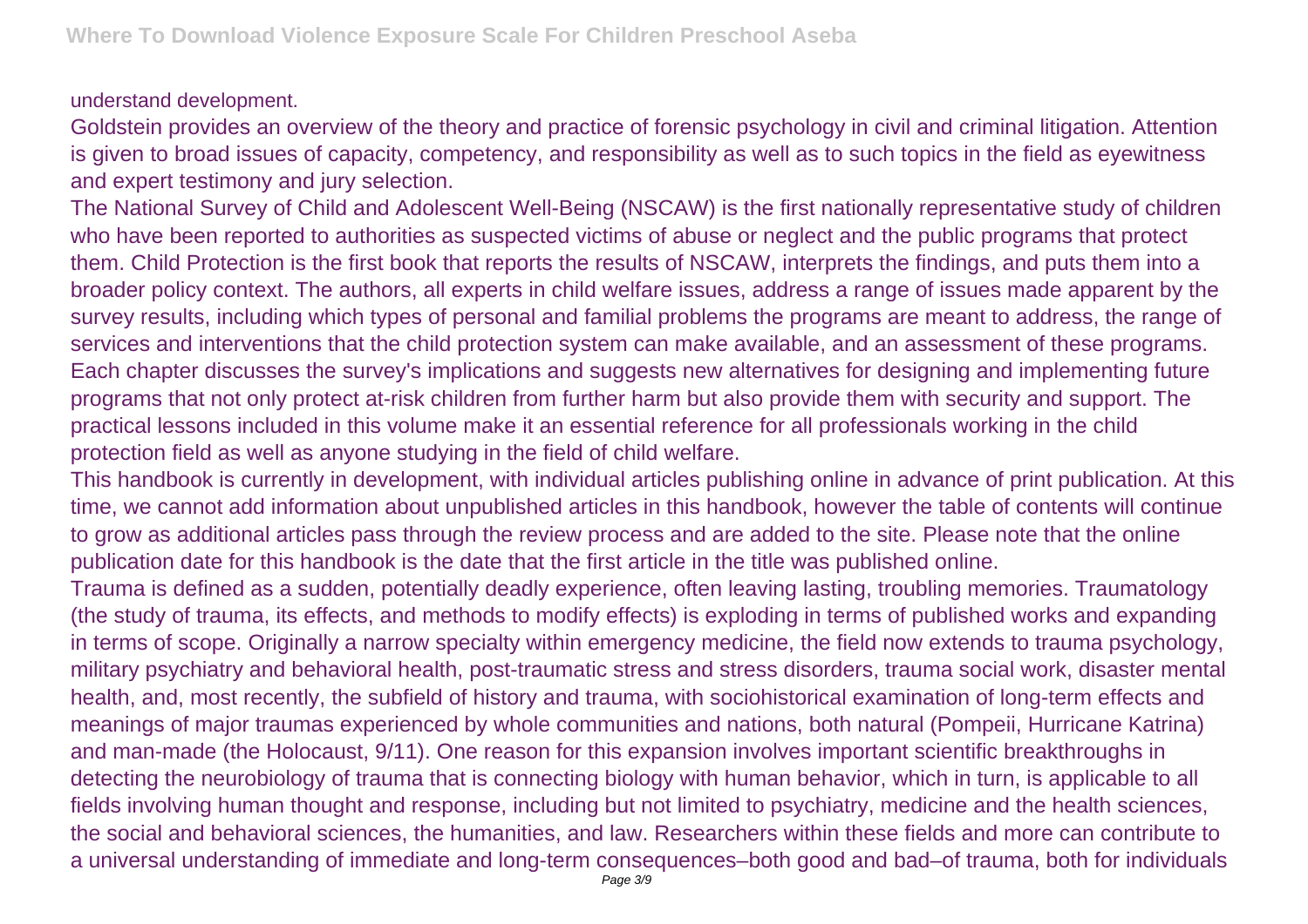understand development.

Goldstein provides an overview of the theory and practice of forensic psychology in civil and criminal litigation. Attention is given to broad issues of capacity, competency, and responsibility as well as to such topics in the field as eyewitness and expert testimony and jury selection.

The National Survey of Child and Adolescent Well-Being (NSCAW) is the first nationally representative study of children who have been reported to authorities as suspected victims of abuse or neglect and the public programs that protect them. Child Protection is the first book that reports the results of NSCAW, interprets the findings, and puts them into a broader policy context. The authors, all experts in child welfare issues, address a range of issues made apparent by the survey results, including which types of personal and familial problems the programs are meant to address, the range of services and interventions that the child protection system can make available, and an assessment of these programs. Each chapter discusses the survey's implications and suggests new alternatives for designing and implementing future programs that not only protect at-risk children from further harm but also provide them with security and support. The practical lessons included in this volume make it an essential reference for all professionals working in the child protection field as well as anyone studying in the field of child welfare.

This handbook is currently in development, with individual articles publishing online in advance of print publication. At this time, we cannot add information about unpublished articles in this handbook, however the table of contents will continue to grow as additional articles pass through the review process and are added to the site. Please note that the online publication date for this handbook is the date that the first article in the title was published online.

Trauma is defined as a sudden, potentially deadly experience, often leaving lasting, troubling memories. Traumatology (the study of trauma, its effects, and methods to modify effects) is exploding in terms of published works and expanding in terms of scope. Originally a narrow specialty within emergency medicine, the field now extends to trauma psychology, military psychiatry and behavioral health, post-traumatic stress and stress disorders, trauma social work, disaster mental health, and, most recently, the subfield of history and trauma, with sociohistorical examination of long-term effects and meanings of major traumas experienced by whole communities and nations, both natural (Pompeii, Hurricane Katrina) and man-made (the Holocaust, 9/11). One reason for this expansion involves important scientific breakthroughs in detecting the neurobiology of trauma that is connecting biology with human behavior, which in turn, is applicable to all fields involving human thought and response, including but not limited to psychiatry, medicine and the health sciences, the social and behavioral sciences, the humanities, and law. Researchers within these fields and more can contribute to a universal understanding of immediate and long-term consequences–both good and bad–of trauma, both for individuals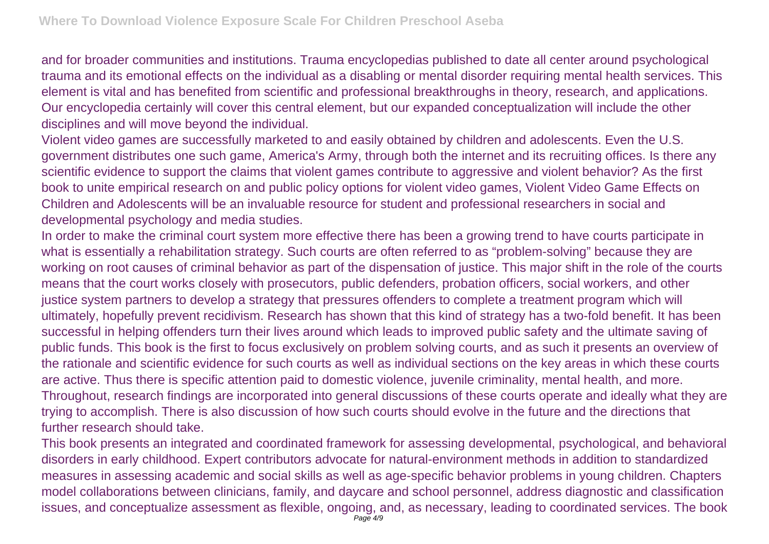and for broader communities and institutions. Trauma encyclopedias published to date all center around psychological trauma and its emotional effects on the individual as a disabling or mental disorder requiring mental health services. This element is vital and has benefited from scientific and professional breakthroughs in theory, research, and applications. Our encyclopedia certainly will cover this central element, but our expanded conceptualization will include the other disciplines and will move beyond the individual.

Violent video games are successfully marketed to and easily obtained by children and adolescents. Even the U.S. government distributes one such game, America's Army, through both the internet and its recruiting offices. Is there any scientific evidence to support the claims that violent games contribute to aggressive and violent behavior? As the first book to unite empirical research on and public policy options for violent video games, Violent Video Game Effects on Children and Adolescents will be an invaluable resource for student and professional researchers in social and developmental psychology and media studies.

In order to make the criminal court system more effective there has been a growing trend to have courts participate in what is essentially a rehabilitation strategy. Such courts are often referred to as "problem-solving" because they are working on root causes of criminal behavior as part of the dispensation of justice. This major shift in the role of the courts means that the court works closely with prosecutors, public defenders, probation officers, social workers, and other justice system partners to develop a strategy that pressures offenders to complete a treatment program which will ultimately, hopefully prevent recidivism. Research has shown that this kind of strategy has a two-fold benefit. It has been successful in helping offenders turn their lives around which leads to improved public safety and the ultimate saving of public funds. This book is the first to focus exclusively on problem solving courts, and as such it presents an overview of the rationale and scientific evidence for such courts as well as individual sections on the key areas in which these courts are active. Thus there is specific attention paid to domestic violence, juvenile criminality, mental health, and more. Throughout, research findings are incorporated into general discussions of these courts operate and ideally what they are trying to accomplish. There is also discussion of how such courts should evolve in the future and the directions that further research should take.

This book presents an integrated and coordinated framework for assessing developmental, psychological, and behavioral disorders in early childhood. Expert contributors advocate for natural-environment methods in addition to standardized measures in assessing academic and social skills as well as age-specific behavior problems in young children. Chapters model collaborations between clinicians, family, and daycare and school personnel, address diagnostic and classification issues, and conceptualize assessment as flexible, ongoing, and, as necessary, leading to coordinated services. The book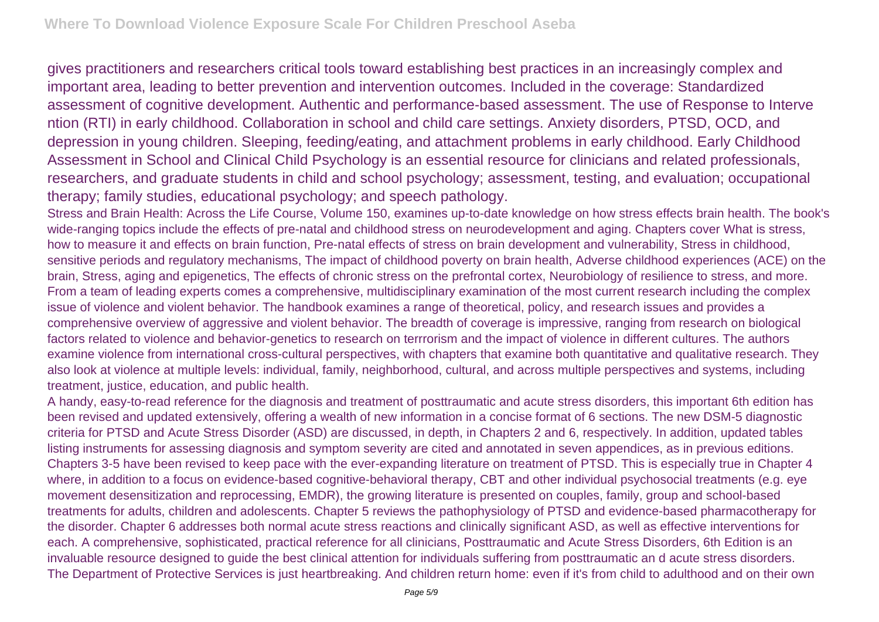gives practitioners and researchers critical tools toward establishing best practices in an increasingly complex and important area, leading to better prevention and intervention outcomes. Included in the coverage: Standardized assessment of cognitive development. Authentic and performance-based assessment. The use of Response to Interve ntion (RTI) in early childhood. Collaboration in school and child care settings. Anxiety disorders, PTSD, OCD, and depression in young children. Sleeping, feeding/eating, and attachment problems in early childhood. Early Childhood Assessment in School and Clinical Child Psychology is an essential resource for clinicians and related professionals, researchers, and graduate students in child and school psychology; assessment, testing, and evaluation; occupational therapy; family studies, educational psychology; and speech pathology.

Stress and Brain Health: Across the Life Course, Volume 150, examines up-to-date knowledge on how stress effects brain health. The book's wide-ranging topics include the effects of pre-natal and childhood stress on neurodevelopment and aging. Chapters cover What is stress, how to measure it and effects on brain function, Pre-natal effects of stress on brain development and vulnerability, Stress in childhood, sensitive periods and regulatory mechanisms, The impact of childhood poverty on brain health, Adverse childhood experiences (ACE) on the brain, Stress, aging and epigenetics, The effects of chronic stress on the prefrontal cortex, Neurobiology of resilience to stress, and more.

From a team of leading experts comes a comprehensive, multidisciplinary examination of the most current research including the complex issue of violence and violent behavior. The handbook examines a range of theoretical, policy, and research issues and provides a comprehensive overview of aggressive and violent behavior. The breadth of coverage is impressive, ranging from research on biological factors related to violence and behavior-genetics to research on terrrorism and the impact of violence in different cultures. The authors examine violence from international cross-cultural perspectives, with chapters that examine both quantitative and qualitative research. They also look at violence at multiple levels: individual, family, neighborhood, cultural, and across multiple perspectives and systems, including treatment, justice, education, and public health.

A handy, easy-to-read reference for the diagnosis and treatment of posttraumatic and acute stress disorders, this important 6th edition has been revised and updated extensively, offering a wealth of new information in a concise format of 6 sections. The new DSM-5 diagnostic criteria for PTSD and Acute Stress Disorder (ASD) are discussed, in depth, in Chapters 2 and 6, respectively. In addition, updated tables listing instruments for assessing diagnosis and symptom severity are cited and annotated in seven appendices, as in previous editions. Chapters 3-5 have been revised to keep pace with the ever-expanding literature on treatment of PTSD. This is especially true in Chapter 4 where, in addition to a focus on evidence-based cognitive-behavioral therapy, CBT and other individual psychosocial treatments (e.g. eye movement desensitization and reprocessing, EMDR), the growing literature is presented on couples, family, group and school-based treatments for adults, children and adolescents. Chapter 5 reviews the pathophysiology of PTSD and evidence-based pharmacotherapy for the disorder. Chapter 6 addresses both normal acute stress reactions and clinically significant ASD, as well as effective interventions for each. A comprehensive, sophisticated, practical reference for all clinicians, Posttraumatic and Acute Stress Disorders, 6th Edition is an invaluable resource designed to guide the best clinical attention for individuals suffering from posttraumatic an d acute stress disorders.

The Department of Protective Services is just heartbreaking. And children return home: even if it's from child to adulthood and on their own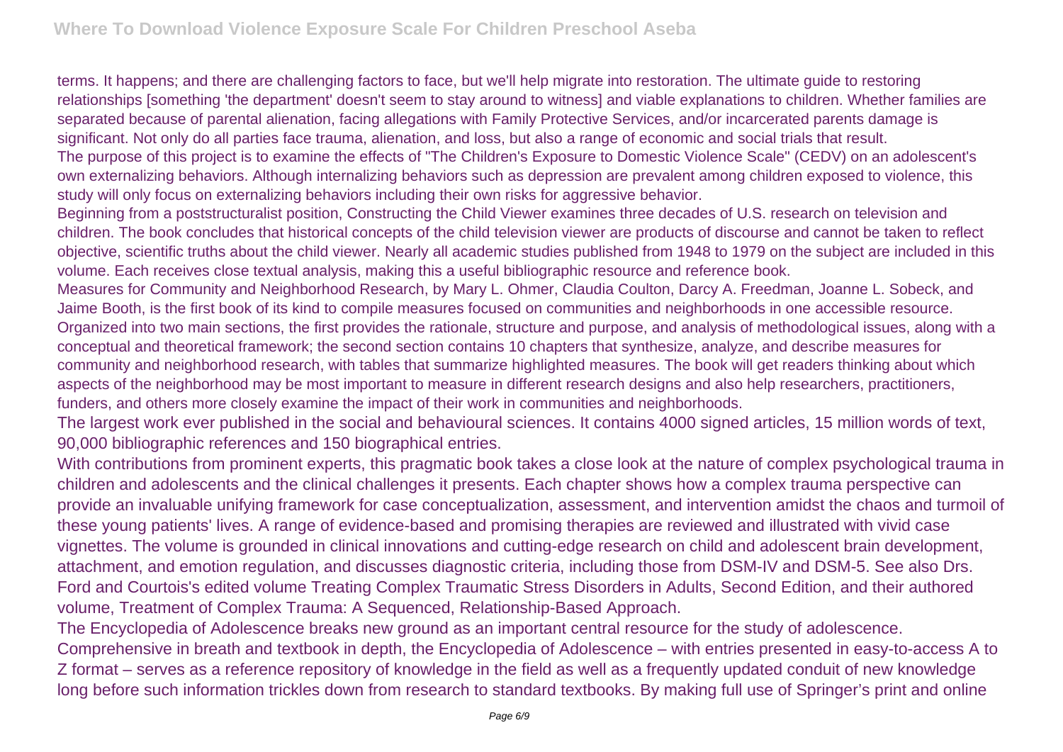terms. It happens; and there are challenging factors to face, but we'll help migrate into restoration. The ultimate guide to restoring relationships [something 'the department' doesn't seem to stay around to witness] and viable explanations to children. Whether families are separated because of parental alienation, facing allegations with Family Protective Services, and/or incarcerated parents damage is significant. Not only do all parties face trauma, alienation, and loss, but also a range of economic and social trials that result.

The purpose of this project is to examine the effects of "The Children's Exposure to Domestic Violence Scale" (CEDV) on an adolescent's own externalizing behaviors. Although internalizing behaviors such as depression are prevalent among children exposed to violence, this study will only focus on externalizing behaviors including their own risks for aggressive behavior.

Beginning from a poststructuralist position, Constructing the Child Viewer examines three decades of U.S. research on television and children. The book concludes that historical concepts of the child television viewer are products of discourse and cannot be taken to reflect objective, scientific truths about the child viewer. Nearly all academic studies published from 1948 to 1979 on the subject are included in this volume. Each receives close textual analysis, making this a useful bibliographic resource and reference book.

Measures for Community and Neighborhood Research, by Mary L. Ohmer, Claudia Coulton, Darcy A. Freedman, Joanne L. Sobeck, and Jaime Booth, is the first book of its kind to compile measures focused on communities and neighborhoods in one accessible resource. Organized into two main sections, the first provides the rationale, structure and purpose, and analysis of methodological issues, along with a conceptual and theoretical framework; the second section contains 10 chapters that synthesize, analyze, and describe measures for community and neighborhood research, with tables that summarize highlighted measures. The book will get readers thinking about which aspects of the neighborhood may be most important to measure in different research designs and also help researchers, practitioners, funders, and others more closely examine the impact of their work in communities and neighborhoods.

The largest work ever published in the social and behavioural sciences. It contains 4000 signed articles, 15 million words of text, 90,000 bibliographic references and 150 biographical entries.

With contributions from prominent experts, this pragmatic book takes a close look at the nature of complex psychological trauma in children and adolescents and the clinical challenges it presents. Each chapter shows how a complex trauma perspective can provide an invaluable unifying framework for case conceptualization, assessment, and intervention amidst the chaos and turmoil of these young patients' lives. A range of evidence-based and promising therapies are reviewed and illustrated with vivid case vignettes. The volume is grounded in clinical innovations and cutting-edge research on child and adolescent brain development, attachment, and emotion regulation, and discusses diagnostic criteria, including those from DSM-IV and DSM-5. See also Drs. Ford and Courtois's edited volume Treating Complex Traumatic Stress Disorders in Adults, Second Edition, and their authored volume, Treatment of Complex Trauma: A Sequenced, Relationship-Based Approach.

The Encyclopedia of Adolescence breaks new ground as an important central resource for the study of adolescence. Comprehensive in breath and textbook in depth, the Encyclopedia of Adolescence – with entries presented in easy-to-access A to Z format – serves as a reference repository of knowledge in the field as well as a frequently updated conduit of new knowledge long before such information trickles down from research to standard textbooks. By making full use of Springer's print and online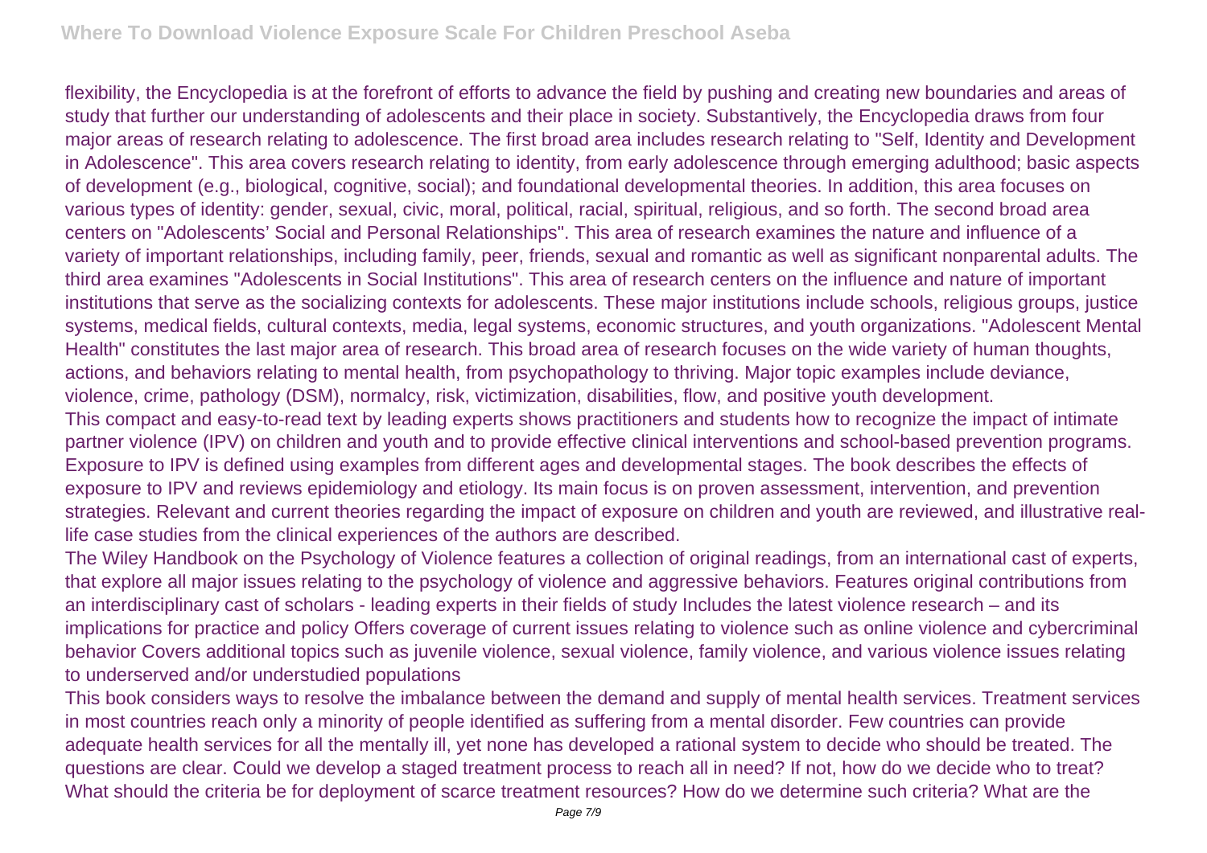flexibility, the Encyclopedia is at the forefront of efforts to advance the field by pushing and creating new boundaries and areas of study that further our understanding of adolescents and their place in society. Substantively, the Encyclopedia draws from four major areas of research relating to adolescence. The first broad area includes research relating to "Self, Identity and Development in Adolescence". This area covers research relating to identity, from early adolescence through emerging adulthood; basic aspects of development (e.g., biological, cognitive, social); and foundational developmental theories. In addition, this area focuses on various types of identity: gender, sexual, civic, moral, political, racial, spiritual, religious, and so forth. The second broad area centers on "Adolescents' Social and Personal Relationships". This area of research examines the nature and influence of a variety of important relationships, including family, peer, friends, sexual and romantic as well as significant nonparental adults. The third area examines "Adolescents in Social Institutions". This area of research centers on the influence and nature of important institutions that serve as the socializing contexts for adolescents. These major institutions include schools, religious groups, justice systems, medical fields, cultural contexts, media, legal systems, economic structures, and youth organizations. "Adolescent Mental Health" constitutes the last major area of research. This broad area of research focuses on the wide variety of human thoughts, actions, and behaviors relating to mental health, from psychopathology to thriving. Major topic examples include deviance, violence, crime, pathology (DSM), normalcy, risk, victimization, disabilities, flow, and positive youth development.

This compact and easy-to-read text by leading experts shows practitioners and students how to recognize the impact of intimate partner violence (IPV) on children and youth and to provide effective clinical interventions and school-based prevention programs. Exposure to IPV is defined using examples from different ages and developmental stages. The book describes the effects of exposure to IPV and reviews epidemiology and etiology. Its main focus is on proven assessment, intervention, and prevention strategies. Relevant and current theories regarding the impact of exposure on children and youth are reviewed, and illustrative real-life case studies from the clinical experiences of the authors are described.

The Wiley Handbook on the Psychology of Violence features a collection of original readings, from an international cast of experts, that explore all major issues relating to the psychology of violence and aggressive behaviors. Features original contributions from an interdisciplinary cast of scholars - leading experts in their fields of study Includes the latest violence research – and its implications for practice and policy Offers coverage of current issues relating to violence such as online violence and cybercriminal behavior Covers additional topics such as juvenile violence, sexual violence, family violence, and various violence issues relating to underserved and/or understudied populations

This book considers ways to resolve the imbalance between the demand and supply of mental health services. Treatment services in most countries reach only a minority of people identified as suffering from a mental disorder. Few countries can provide adequate health services for all the mentally ill, yet none has developed a rational system to decide who should be treated. The questions are clear. Could we develop a staged treatment process to reach all in need? If not, how do we decide who to treat? What should the criteria be for deployment of scarce treatment resources? How do we determine such criteria? What are the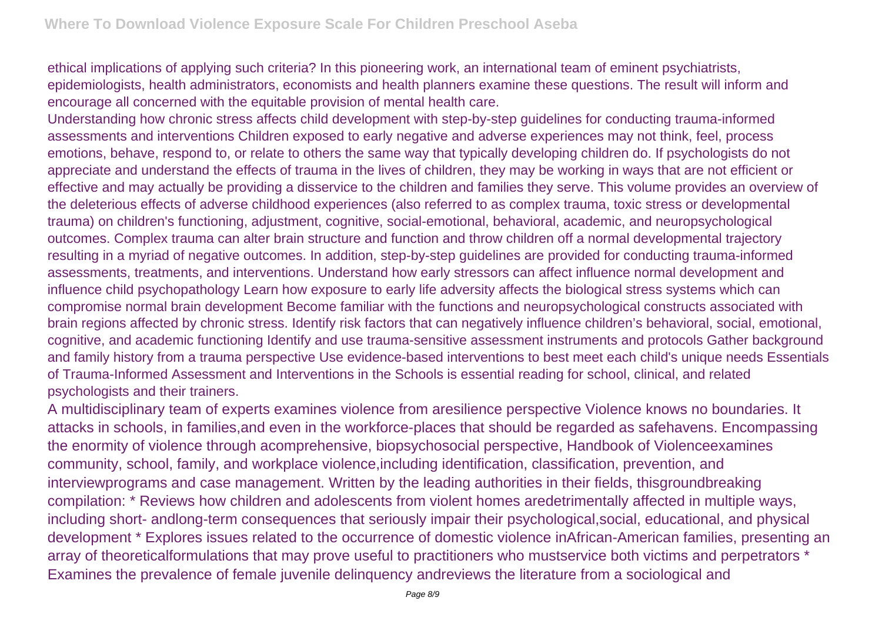ethical implications of applying such criteria? In this pioneering work, an international team of eminent psychiatrists, epidemiologists, health administrators, economists and health planners examine these questions. The result will inform and encourage all concerned with the equitable provision of mental health care.

Understanding how chronic stress affects child development with step-by-step guidelines for conducting trauma-informed assessments and interventions Children exposed to early negative and adverse experiences may not think, feel, process emotions, behave, respond to, or relate to others the same way that typically developing children do. If psychologists do not appreciate and understand the effects of trauma in the lives of children, they may be working in ways that are not efficient or effective and may actually be providing a disservice to the children and families they serve. This volume provides an overview of the deleterious effects of adverse childhood experiences (also referred to as complex trauma, toxic stress or developmental trauma) on children's functioning, adjustment, cognitive, social-emotional, behavioral, academic, and neuropsychological outcomes. Complex trauma can alter brain structure and function and throw children off a normal developmental trajectory resulting in a myriad of negative outcomes. In addition, step-by-step guidelines are provided for conducting trauma-informed assessments, treatments, and interventions. Understand how early stressors can affect influence normal development and influence child psychopathology Learn how exposure to early life adversity affects the biological stress systems which can compromise normal brain development Become familiar with the functions and neuropsychological constructs associated with brain regions affected by chronic stress. Identify risk factors that can negatively influence children's behavioral, social, emotional, cognitive, and academic functioning Identify and use trauma-sensitive assessment instruments and protocols Gather background and family history from a trauma perspective Use evidence-based interventions to best meet each child's unique needs Essentials of Trauma-Informed Assessment and Interventions in the Schools is essential reading for school, clinical, and related psychologists and their trainers.

A multidisciplinary team of experts examines violence from aresilience perspective Violence knows no boundaries. It attacks in schools, in families,and even in the workforce-places that should be regarded as safehavens. Encompassing the enormity of violence through acomprehensive, biopsychosocial perspective, Handbook of Violenceexamines community, school, family, and workplace violence,including identification, classification, prevention, and interviewprograms and case management. Written by the leading authorities in their fields, thisgroundbreaking compilation: * Reviews how children and adolescents from violent homes aredetrimentally affected in multiple ways, including short- andlong-term consequences that seriously impair their psychological,social, educational, and physical development * Explores issues related to the occurrence of domestic violence inAfrican-American families, presenting an array of theoreticalformulations that may prove useful to practitioners who mustservice both victims and perpetrators * Examines the prevalence of female juvenile delinquency andreviews the literature from a sociological and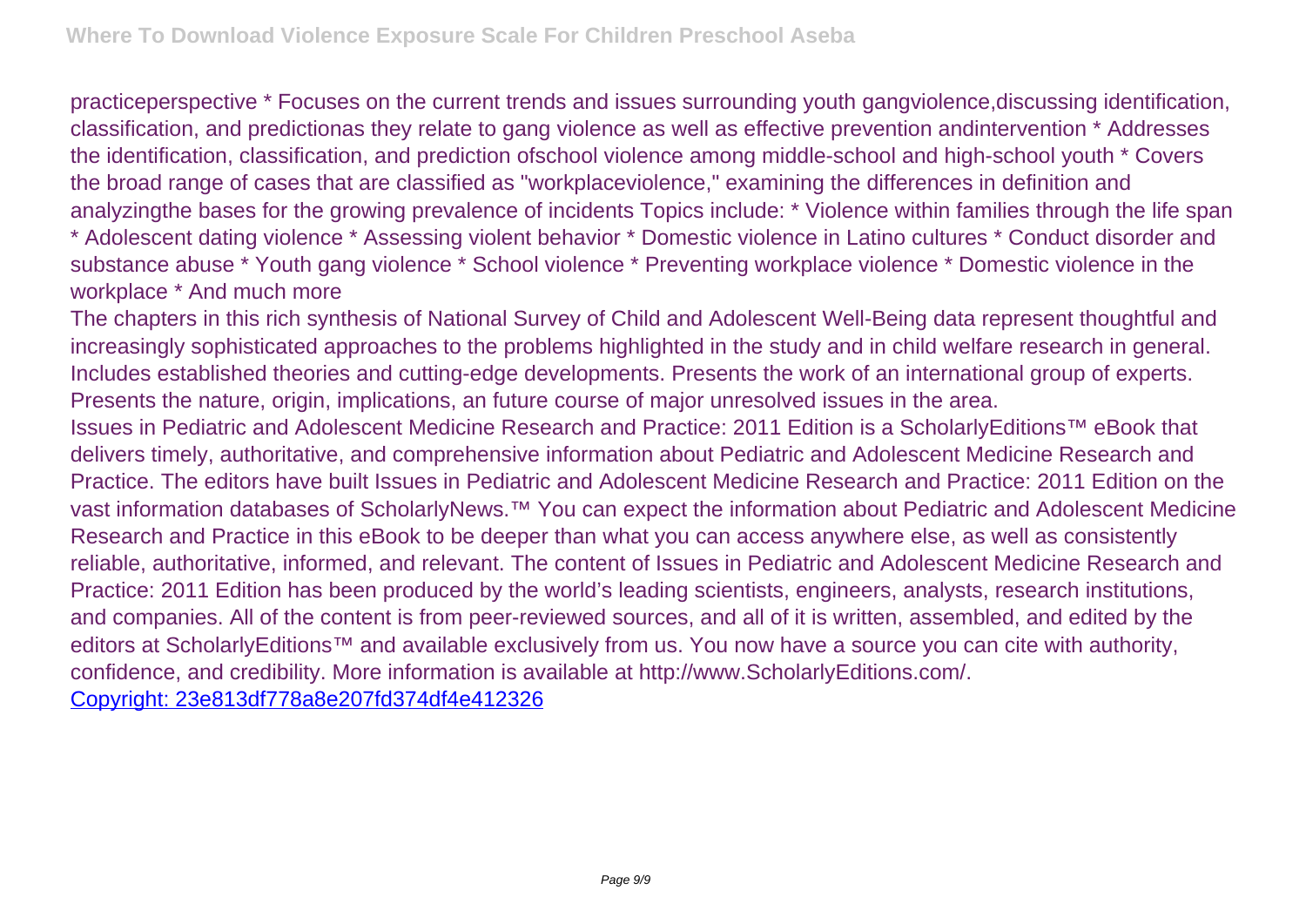practiceperspective * Focuses on the current trends and issues surrounding youth gangviolence,discussing identification, classification, and predictionas they relate to gang violence as well as effective prevention andintervention * Addresses the identification, classification, and prediction ofschool violence among middle-school and high-school youth * Covers the broad range of cases that are classified as "workplaceviolence," examining the differences in definition and analyzingthe bases for the growing prevalence of incidents Topics include: * Violence within families through the life span * Adolescent dating violence * Assessing violent behavior * Domestic violence in Latino cultures * Conduct disorder and substance abuse * Youth gang violence * School violence * Preventing workplace violence * Domestic violence in the workplace * And much more

The chapters in this rich synthesis of National Survey of Child and Adolescent Well-Being data represent thoughtful and increasingly sophisticated approaches to the problems highlighted in the study and in child welfare research in general. Includes established theories and cutting-edge developments. Presents the work of an international group of experts. Presents the nature, origin, implications, an future course of major unresolved issues in the area.

Issues in Pediatric and Adolescent Medicine Research and Practice: 2011 Edition is a ScholarlyEditions™ eBook that delivers timely, authoritative, and comprehensive information about Pediatric and Adolescent Medicine Research and Practice. The editors have built Issues in Pediatric and Adolescent Medicine Research and Practice: 2011 Edition on the vast information databases of ScholarlyNews.™ You can expect the information about Pediatric and Adolescent Medicine Research and Practice in this eBook to be deeper than what you can access anywhere else, as well as consistently reliable, authoritative, informed, and relevant. The content of Issues in Pediatric and Adolescent Medicine Research and Practice: 2011 Edition has been produced by the world's leading scientists, engineers, analysts, research institutions, and companies. All of the content is from peer-reviewed sources, and all of it is written, assembled, and edited by the editors at ScholarlyEditions™ and available exclusively from us. You now have a source you can cite with authority, confidence, and credibility. More information is available at http://www.ScholarlyEditions.com/.

Copyright: 23e813df778a8e207fd374df4e412326